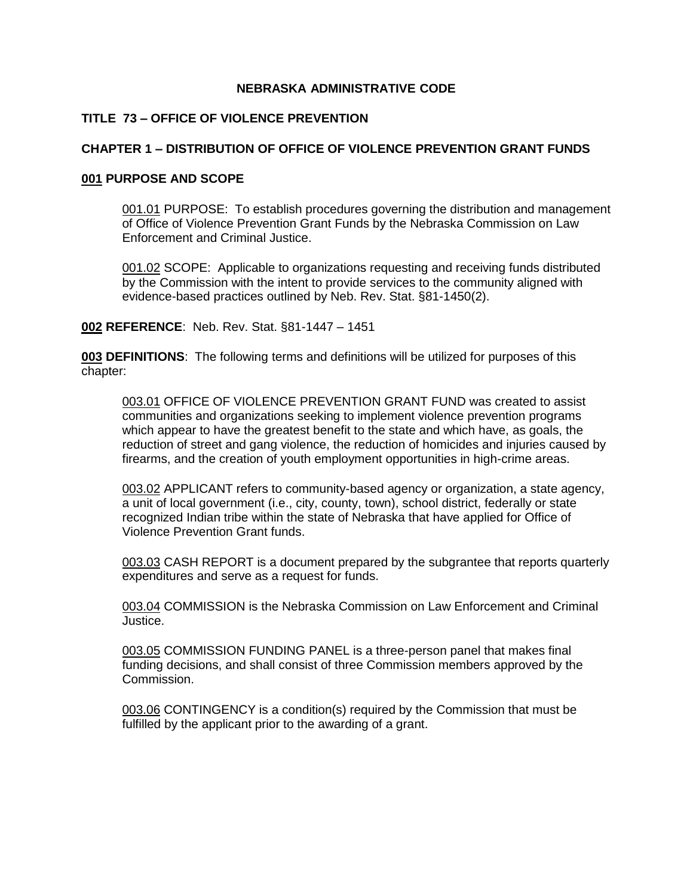# NEBRASKA ADMINISTRATIVE CODE

## TITLE 73 – OFFICE OF VIOLENCE PREVENTION

## CHAPTER 1 – DISTRIBUTION OF OFFICE OF VIOLENCE PREVENTION GRANT FUNDS

### 001 PURPOSE AND SCOPE

001.01 PURPOSE: To establish procedures governing the distribution and management of Office of Violence Prevention Grant Funds by the Nebraska Commission on Law Enforcement and Criminal Justice.

001.02 SCOPE: Applicable to organizations requesting and receiving funds distributed by the Commission with the intent to provide services to the community aligned with evidence-based practices outlined by Neb. Rev. Stat. §81-1450(2).

**002 REFERENCE**: Neb. Rev. Stat. §81-1447 – 1451

**003 DEFINITIONS**: The following terms and definitions will be utilized for purposes of this chapter:

003.01 OFFICE OF VIOLENCE PREVENTION GRANT FUND was created to assist communities and organizations seeking to implement violence prevention programs which appear to have the greatest benefit to the state and which have, as goals, the reduction of street and gang violence, the reduction of homicides and injuries caused by firearms, and the creation of youth employment opportunities in high-crime areas.

003.02 APPLICANT refers to community-based agency or organization, a state agency, a unit of local government (i.e., city, county, town), school district, federally or state recognized Indian tribe within the state of Nebraska that have applied for Office of Violence Prevention Grant funds.

003.03 CASH REPORT is a document prepared by the subgrantee that reports quarterly expenditures and serve as a request for funds.

003.04 COMMISSION is the Nebraska Commission on Law Enforcement and Criminal Justice.

003.05 COMMISSION FUNDING PANEL is a three-person panel that makes final funding decisions, and shall consist three Commission members approved by the Commission.

003.06 CONTINGENCY is a condition(s) required by the Commission that must be fulfilled by the applicant prior to the awarding of a grant.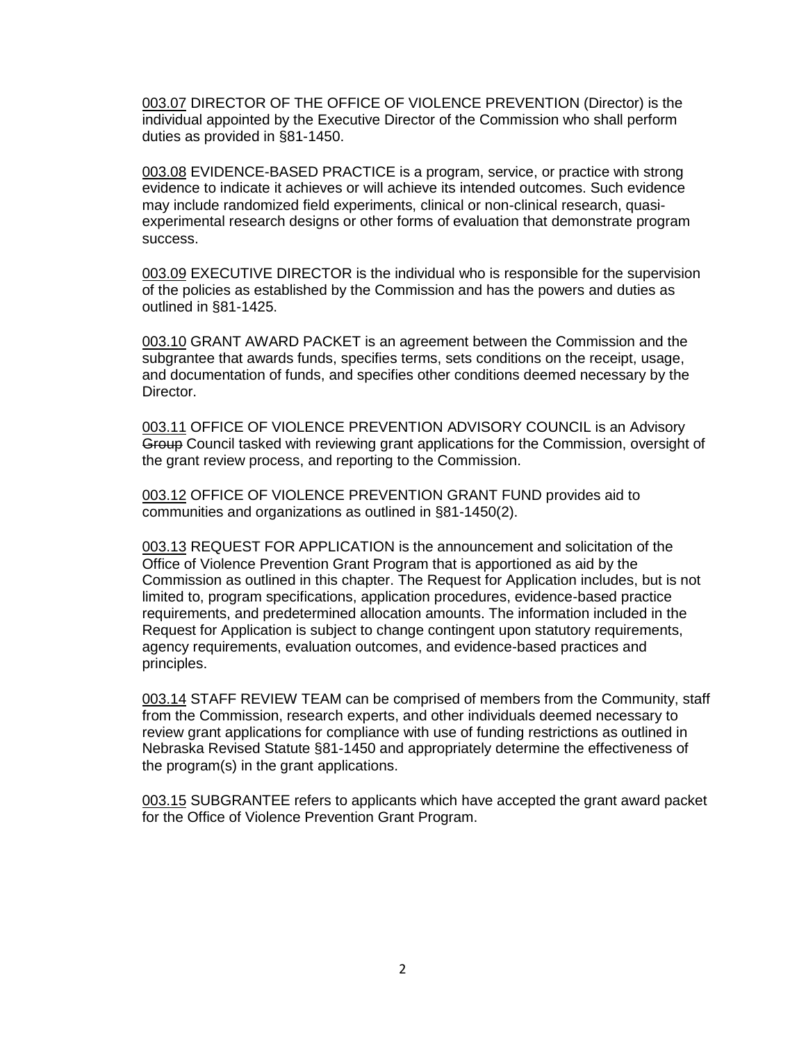003.07 DIRECTOR OF THE OFFICE OF VIOLENCE PREVENTION (Director) is the individual appointed by the Executive Director of the Commission who shall perform duties as provided in §81-1450.

003.08 EVIDENCE-BASED PRACTICE is a program, service, or practice with strong evidence to indicate it achieves or will achieve its intended outcomes. Such evidence may include randomized field experiments, clinical or non-clinical research, quasi-experimental research designs or other forms of evaluation that demonstrate program success.

003.09 EXECUTIVE DIRECTOR is the individual who is responsible for the supervision of the policies as established by the Commission and has the powers and duties as outlined in §81-1425.

003.10 GRANT AWARD PACKET is an agreement between the Commission and the subgrantee that awards funds, specifies terms, sets conditions on the receipt, usage, and documentation of funds, and specifies other conditions deemed necessary by the Director.

003.11 OFFICE OF VIOLENCE PREVENTION ADVISORY COUNCIL is an Advisory ~~Group~~ Council tasked with reviewing grant applications for the Commission, oversight of the grant review process, and reporting to the Commission.

003.12 OFFICE OF VIOLENCE PREVENTION GRANT FUND provides aid to communities and organizations as outlined in §81-1450(2).

003.13 REQUEST FOR APPLICATION is the announcement and solicitation of the Office of Violence Prevention Grant Program that is apportioned as aid by the Commission as outlined in this chapter. The Request for Application includes, but is not limited to, program specifications, application procedures, evidence-based practice requirements, and predetermined allocation amounts. The information included in the Request for Application is subject to change contingent upon statutory requirements, agency requirements, evaluation outcomes, and evidence-based practices and principles.

003.14 STAFF REVIEW TEAM can be comprised of members from the Community, staff from the Commission, research experts, and other individuals deemed necessary to review grant applications for compliance with use of funding restrictions as outlined in Nebraska Revised Statute §81-1450 and appropriately determine the effectiveness of the program(s) in the grant applications.

003.15 SUBGRANTEE refers to applicants which have accepted the grant award packet for the Office of Violence Prevention Grant Program.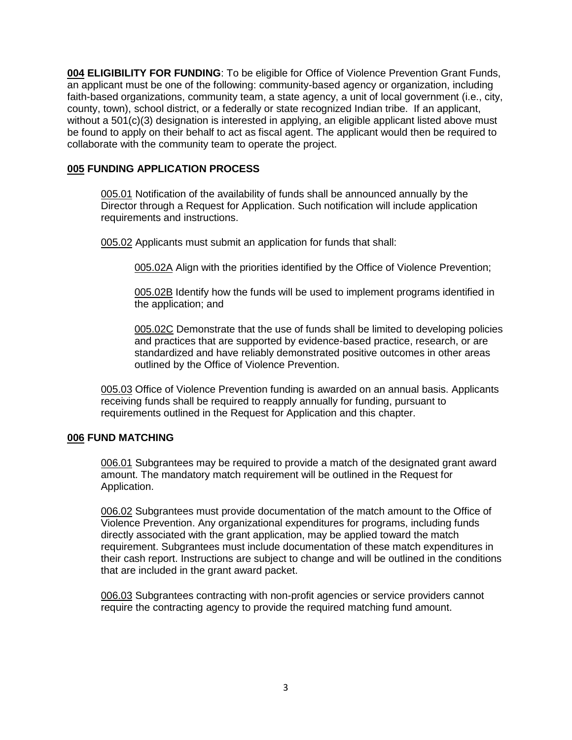**004 ELIGIBILITY FOR FUNDING**: To be eligible for Office of Violence Prevention Grant Funds, an applicant must be one of the following: community-based agency or organization, including faith-based organizations, community team, a state agency, a unit of local government (i.e., city, county, town), school district, or a federally or state recognized Indian tribe. If an applicant, without a 501(c)(3) designation is interested in applying, an eligible applicant listed above must be found to apply on their behalf to act as fiscal agent. The applicant would then be required to collaborate with the community team to operate the project.

**005 FUNDING APPLICATION PROCESS**

005.01 Notification of the availability of funds shall be announced annually by the Director through a Request for Application. Such notification will include application requirements and instructions.

005.02 Applicants must submit an application for funds that shall:

005.02A Align with the priorities identified by the Office of Violence Prevention;

005.02B Identify how the funds will be used to implement programs identified in the application; and

005.02C Demonstrate that the use of funds shall be limited to developing policies and practices that are supported by evidence-based practice, research, or are standardized and have reliably demonstrated positive outcomes in other areas outlined by the Office of Violence Prevention.

005.03 Office of Violence Prevention funding is awarded on an annual basis. Applicants receiving funds shall be required to reapply annually for funding, pursuant to requirements outlined in the Request for Application and this chapter.

**006 FUND MATCHING**

006.01 Subgrantees may be required to provide a match of the designated grant award amount. The mandatory match requirement will be outlined in the Request for Application.

006.02 Subgrantees must provide documentation of the match amount to the Office of Violence Prevention. Any organizational expenditures for programs, including funds directly associated with the grant application, may be applied toward the match requirement. Subgrantees must include documentation of these match expenditures in their cash report. Instructions are subject to change and will be outlined in the conditions that are included in the grant award packet.

006.03 Subgrantees contracting with non-profit agencies or service providers cannot require the contracting agency to provide the required matching fund amount.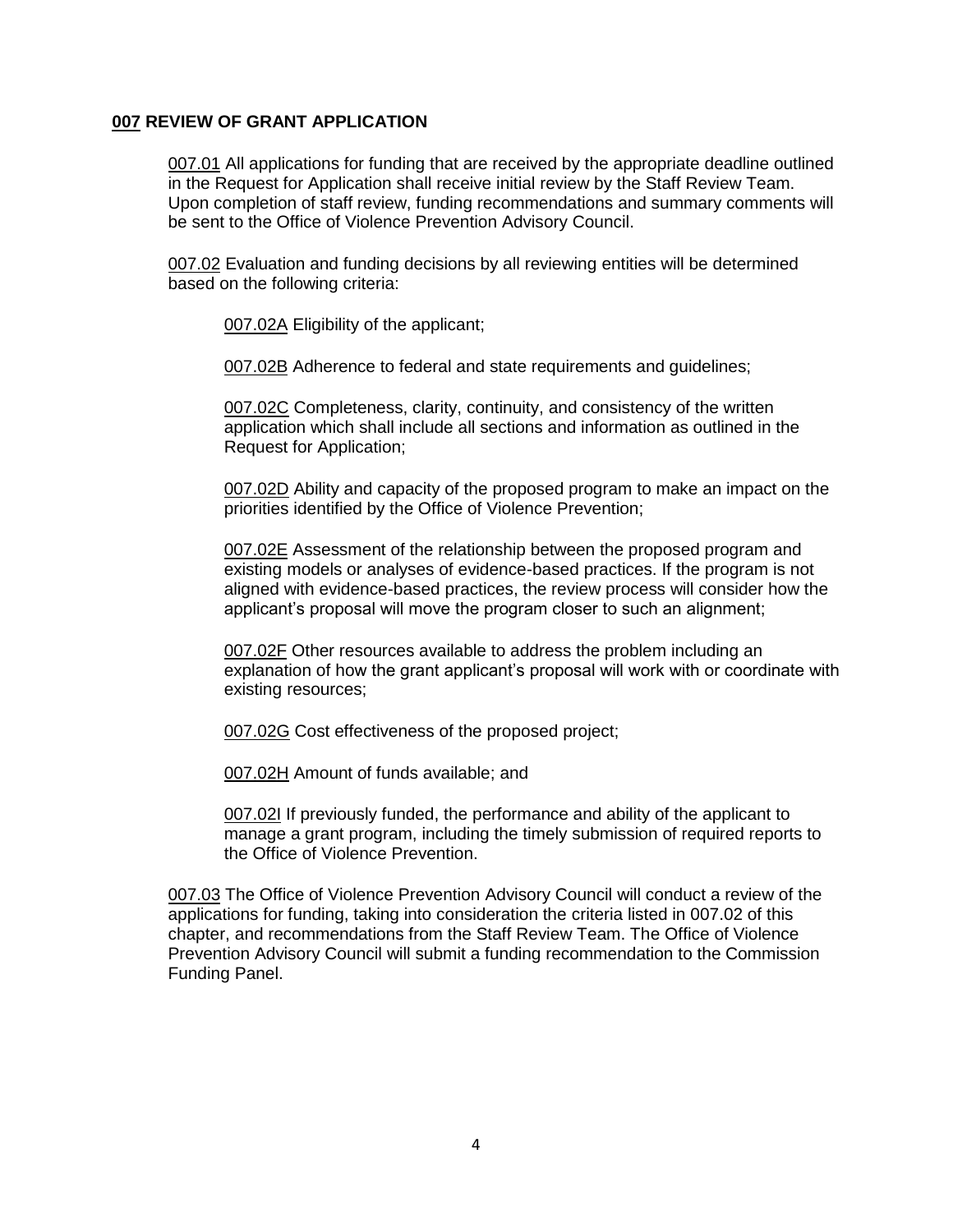## 007 REVIEW OF GRANT APPLICATION

007.01 All applications for funding that are received by the appropriate deadline outlined in the Request for Application shall receive initial review by the Staff Review Team. Upon completion of staff review, funding recommendations and summary comments will be sent to the Office of Violence Prevention Advisory Council.

007.02 Evaluation and funding decisions by all reviewing entities will be determined based on the following criteria:

007.02A Eligibility of the applicant;

007.02B Adherence to federal and state requirements and guidelines;

007.02C Completeness, clarity, continuity, and consistency of the written application which shall include all sections and information as outlined in the Request for Application;

007.02D Ability and capacity of the proposed program to make an impact on the priorities identified by the Office of Violence Prevention;

007.02E Assessment of the relationship between the proposed program and existing models or analyses of evidence-based practices. If the program is not aligned with evidence-based practices, the review process will consider how the applicant's proposal will move the program closer to such an alignment;

007.02F Other resources available to address the problem including an explanation of how the grant applicant's proposal will work with or coordinate with existing resources;

007.02G Cost effectiveness of the proposed project;

007.02H Amount of funds available; and

007.02I If previously funded, the performance and ability of the applicant to manage a grant program, including the timely submission of required reports to the Office of Violence Prevention.

007.03 The Office of Violence Prevention Advisory Council will conduct a review of the applications for funding, taking into consideration the criteria listed in 007.02 of this chapter, and recommendations from the Staff Review Team. The Office of Violence Prevention Advisory Council will submit a funding recommendation to the Commission Funding Panel.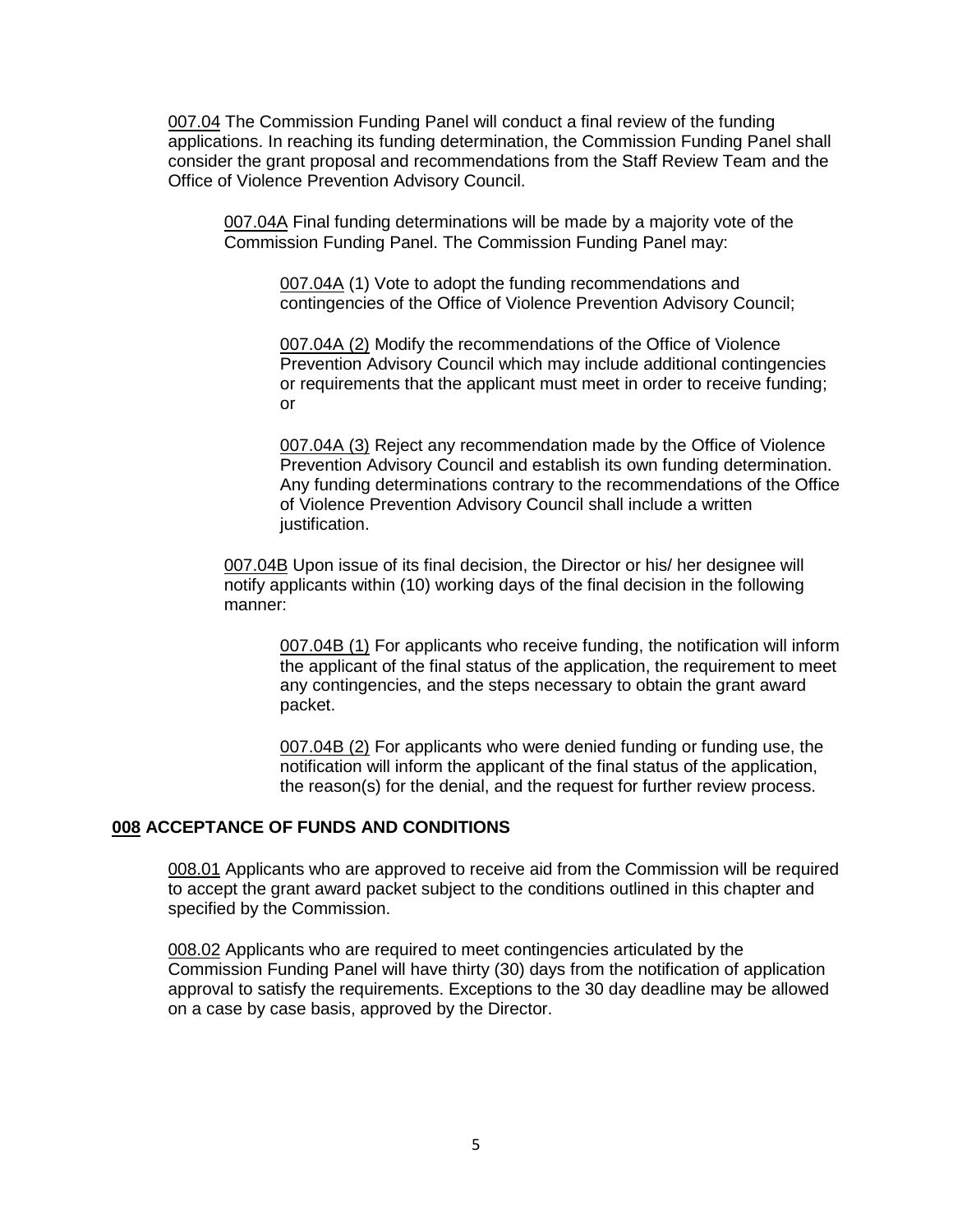007.04 The Commission Funding Panel will conduct a final review of the funding applications. In reaching its funding determination, the Commission Funding Panel shall consider the grant proposal and recommendations from the Staff Review Team and the Office of Violence Prevention Advisory Council.

007.04A Final funding determinations will be made by a majority vote of the Commission Funding Panel. The Commission Funding Panel may:

007.04A (1) Vote to adopt the funding recommendations and contingencies of the Office of Violence Prevention Advisory Council;

007.04A (2) Modify the recommendations of the Office of Violence Prevention Advisory Council which may include additional contingencies or requirements that the applicant must meet in order to receive funding; or

007.04A (3) Reject any recommendation made by the Office of Violence Prevention Advisory Council and establish its own funding determination. Any funding determinations contrary to the recommendations of the Office of Violence Prevention Advisory Council shall include a written justification.

007.04B Upon issue of its final decision, the Director or his/ her designee will notify applicants within (10) working days of the final decision in the following manner:

007.04B (1) For applicants who receive funding, the notification will inform the applicant of the final status of the application, the requirement to meet any contingencies, and the steps necessary to obtain the grant award packet.

007.04B (2) For applicants who were denied funding or funding use, the notification will inform the applicant of the final status of the application, the reason(s) for the denial, and the request for further review process.

## 008 ACCEPTANCE OF FUNDS AND CONDITIONS

008.01 Applicants who are approved to receive aid from the Commission will be required to accept the grant award packet subject to the conditions outlined in this chapter and specified by the Commission.

008.02 Applicants who are required to meet contingencies articulated by the Commission Funding Panel will have thirty (30) days from the notification of application approval to satisfy the requirements. Exceptions to the 30 day deadline may be allowed on a case by case basis, approved by the Director.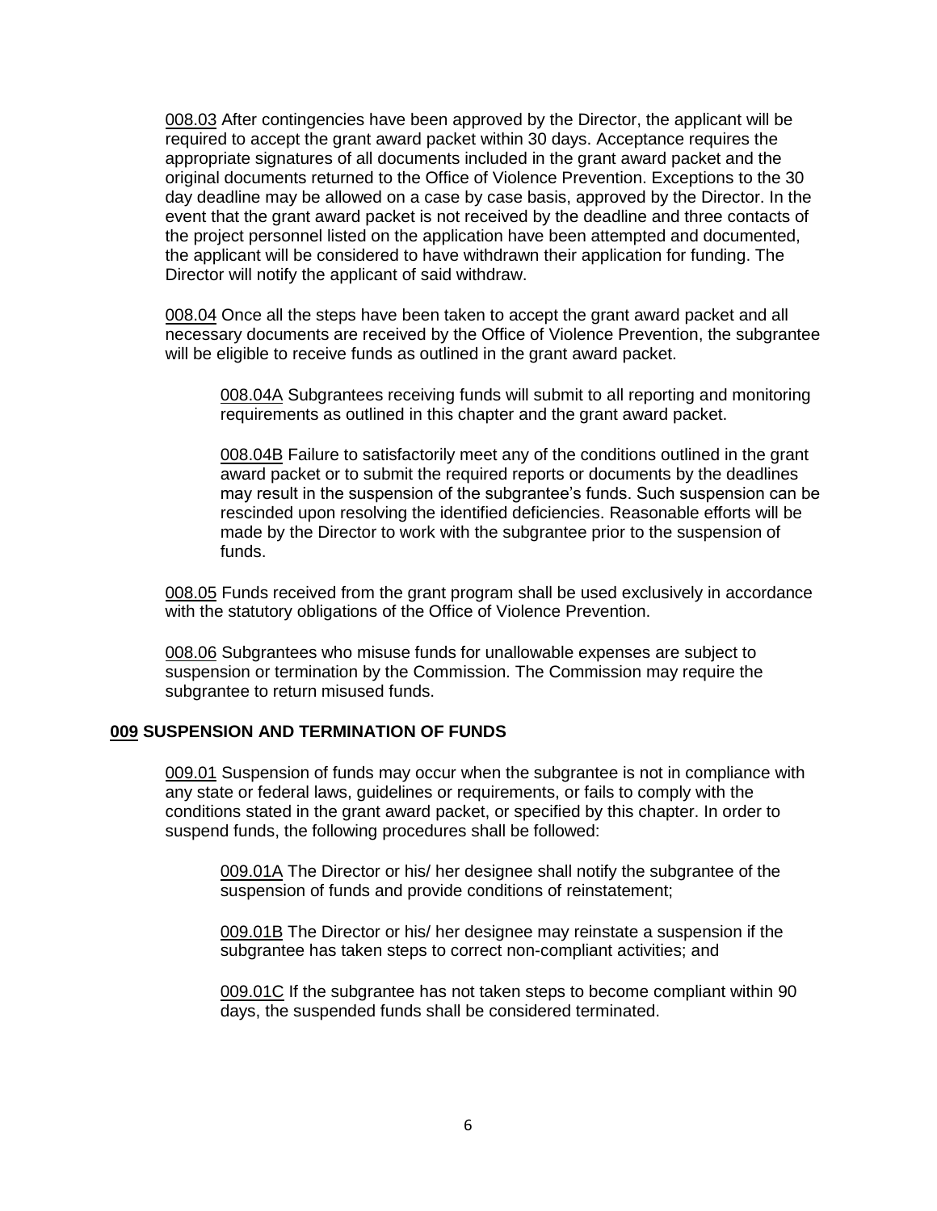008.03 After contingencies have been approved by the Director, the applicant will be required to accept the grant award packet within 30 days. Acceptance requires the appropriate signatures of all documents included in the grant award packet and the original documents returned to the Office of Violence Prevention. Exceptions to the 30 day deadline may be allowed on a case by case basis, approved by the Director. In the event that the grant award packet is not received by the deadline and three contacts of the project personnel listed on the application have been attempted and documented, the applicant will be considered to have withdrawn their application for funding. The Director will notify the applicant of said withdraw.

008.04 Once all the steps have been taken to accept the grant award packet and all necessary documents are received by the Office of Violence Prevention, the subgrantee will be eligible to receive funds as outlined in the grant award packet.

> 008.04A Subgrantees receiving funds will submit to all reporting and monitoring requirements as outlined in this chapter and the grant award packet.
>
> 008.04B Failure to satisfactorily meet any of the conditions outlined in the grant award packet or to submit the required reports or documents by the deadlines may result in the suspension of the subgrantee's funds. Such suspension can be rescinded upon resolving the identified deficiencies. Reasonable efforts will be made by the Director to work with the subgrantee prior to the suspension of funds.

008.05 Funds received from the grant program shall be used exclusively in accordance with the statutory obligations of the Office of Violence Prevention.

008.06 Subgrantees who misuse funds for unallowable expenses are subject to suspension or termination by the Commission. The Commission may require the subgrantee to return misused funds.

## 009 SUSPENSION AND TERMINATION OF FUNDS

009.01 Suspension of funds may occur when the subgrantee is not in compliance with any state or federal laws, guidelines or requirements, or fails to comply with the conditions stated in the grant award packet, or specified by this chapter. In order to suspend funds, the following procedures shall be followed:

> 009.01A The Director or his/ her designee shall notify the subgrantee of the suspension of funds and provide conditions of reinstatement;
>
> 009.01B The Director or his/ her designee may reinstate a suspension if the subgrantee has taken steps to correct non-compliant activities; and
>
> 009.01C If the subgrantee has not taken steps to become compliant within 90 days, the suspended funds shall be considered terminated.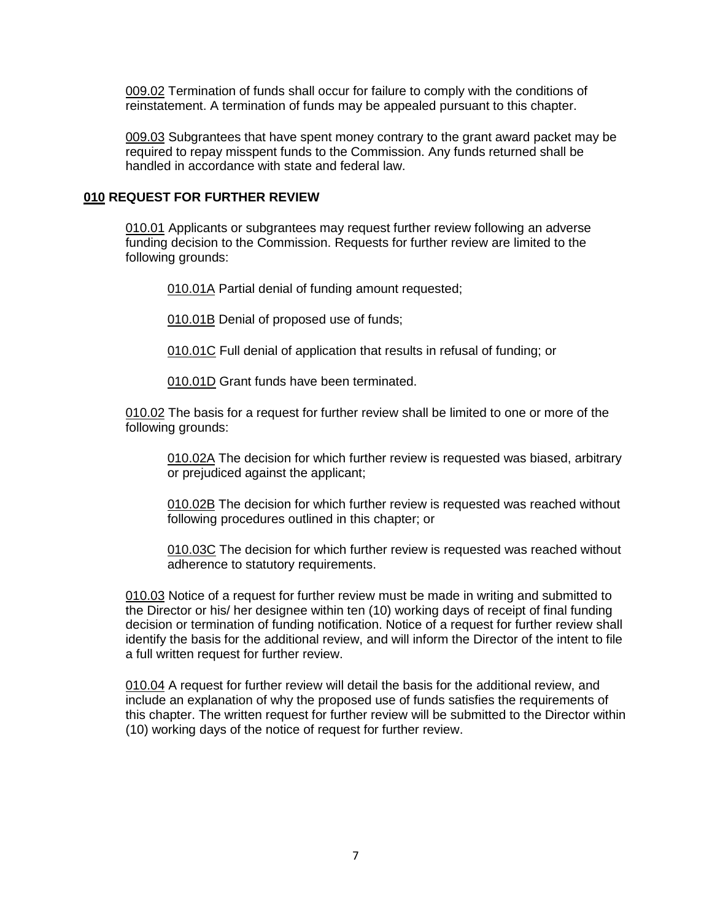009.02 Termination of funds shall occur for failure to comply with the conditions of reinstatement. A termination of funds may be appealed pursuant to this chapter.

009.03 Subgrantees that have spent money contrary to the grant award packet may be required to repay misspent funds to the Commission. Any funds returned shall be handled in accordance with state and federal law.

## 010 REQUEST FOR FURTHER REVIEW

010.01 Applicants or subgrantees may request further review following an adverse funding decision to the Commission. Requests for further review are limited to the following grounds:

010.01A Partial denial of funding amount requested;

010.01B Denial of proposed use of funds;

010.01C Full denial of application that results in refusal of funding; or

010.01D Grant funds have been terminated.

010.02 The basis for a request for further review shall be limited to one or more of the following grounds:

010.02A The decision for which further review is requested was biased, arbitrary or prejudiced against the applicant;

010.02B The decision for which further review is requested was reached without following procedures outlined in this chapter; or

010.03C The decision for which further review is requested was reached without adherence to statutory requirements.

010.03 Notice of a request for further review must be made in writing and submitted to the Director or his/ her designee within ten (10) working days of receipt of final funding decision or termination of funding notification. Notice of a request for further review shall identify the basis for the additional review, and will inform the Director of the intent to file a full written request for further review.

010.04 A request for further review will detail the basis for the additional review, and include an explanation of why the proposed use of funds satisfies the requirements of this chapter. The written request for further review will be submitted to the Director within (10) working days of the notice of request for further review.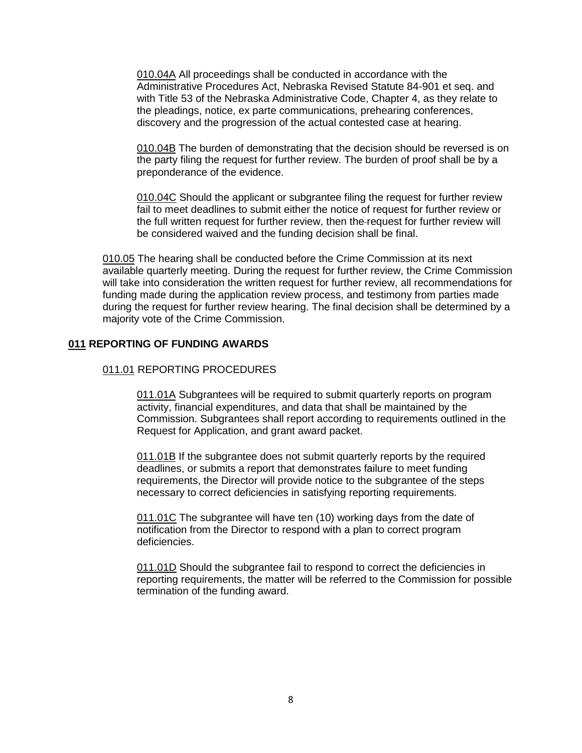010.04A All proceedings shall be conducted in accordance with the Administrative Procedures Act, Nebraska Revised Statute 84-901 et seq. and with Title 53 of the Nebraska Administrative Code, Chapter 4, as they relate to the pleadings, notice, ex parte communications, prehearing conferences, discovery and the progression of the actual contested case at hearing.

010.04B The burden of demonstrating that the decision should be reversed is on the party filing the request for further review. The burden of proof shall be by a preponderance of the evidence.

010.04C Should the applicant or subgrantee filing the request for further review fail to meet deadlines to submit either the notice of request for further review or the full written request for further review, then the request for further review will be considered waived and the funding decision shall be final.

010.05 The hearing shall be conducted before the Crime Commission at its next available quarterly meeting. During the request for further review, the Crime Commission will take into consideration the written request for further review, all recommendations for funding made during the application review process, and testimony from parties made during the request for further review hearing. The final decision shall be determined by a majority vote of the Crime Commission.

## 011 REPORTING OF FUNDING AWARDS

### 011.01 REPORTING PROCEDURES

011.01A Subgrantees will be required to submit quarterly reports on program activity, financial expenditures, and data that shall be maintained by the Commission. Subgrantees shall report according to requirements outlined in the Request for Application, and grant award packet.

011.01B If the subgrantee does not submit quarterly reports by the required deadlines, or submits a report that demonstrates failure to meet funding requirements, the Director will provide notice to the subgrantee of the steps necessary to correct deficiencies in satisfying reporting requirements.

011.01C The subgrantee will have ten (10) working days from the date of notification from the Director to respond with a plan to correct program deficiencies.

011.01D Should the subgrantee fail to respond to correct the deficiencies in reporting requirements, the matter will be referred to the Commission for possible termination of the funding award.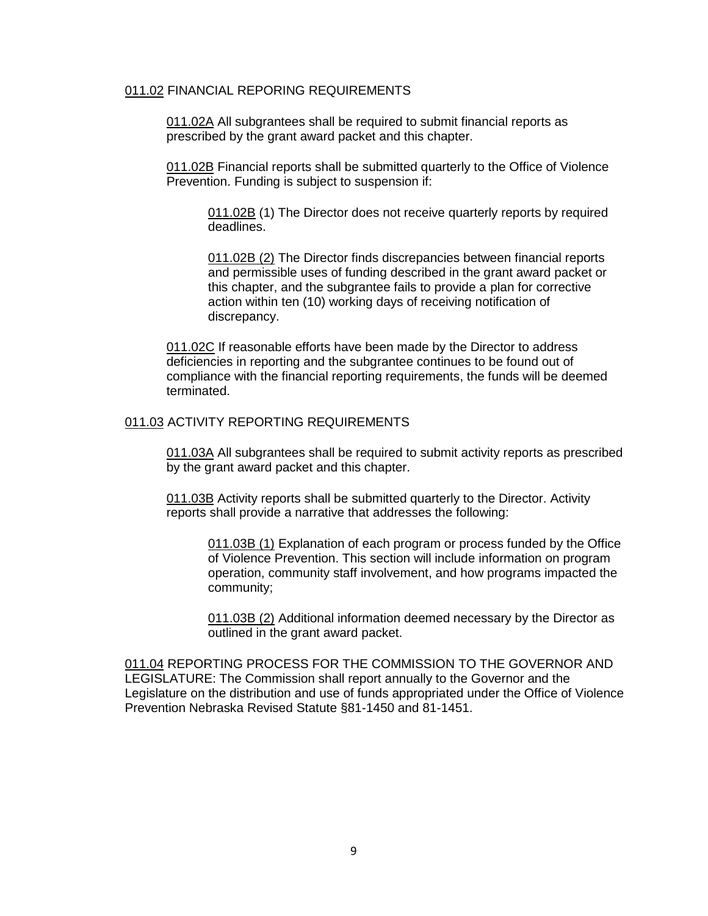011.02 FINANCIAL REPORING REQUIREMENTS

011.02A All subgrantees shall be required to submit financial reports as prescribed by the grant award packet and this chapter.

011.02B Financial reports shall be submitted quarterly to the Office of Violence Prevention. Funding is subject to suspension if:

011.02B (1) The Director does not receive quarterly reports by required deadlines.

011.02B (2) The Director finds discrepancies between financial reports and permissible uses of funding described in the grant award packet or this chapter, and the subgrantee fails to provide a plan for corrective action within ten (10) working days of receiving notification of discrepancy.

011.02C If reasonable efforts have been made by the Director to address deficiencies in reporting and the subgrantee continues to be found out of compliance with the financial reporting requirements, the funds will be deemed terminated.

011.03 ACTIVITY REPORTING REQUIREMENTS

011.03A All subgrantees shall be required to submit activity reports as prescribed by the grant award packet and this chapter.

011.03B Activity reports shall be submitted quarterly to the Director. Activity reports shall provide a narrative that addresses the following:

011.03B (1) Explanation of each program or process funded by the Office of Violence Prevention. This section will include information on program operation, community staff involvement, and how programs impacted the community;

011.03B (2) Additional information deemed necessary by the Director as outlined in the grant award packet.

011.04 REPORTING PROCESS FOR THE COMMISSION TO THE GOVERNOR AND LEGISLATURE: The Commission shall report annually to the Governor and the Legislature on the distribution and use of funds appropriated under the Office of Violence Prevention Nebraska Revised Statute §81-1450 and 81-1451.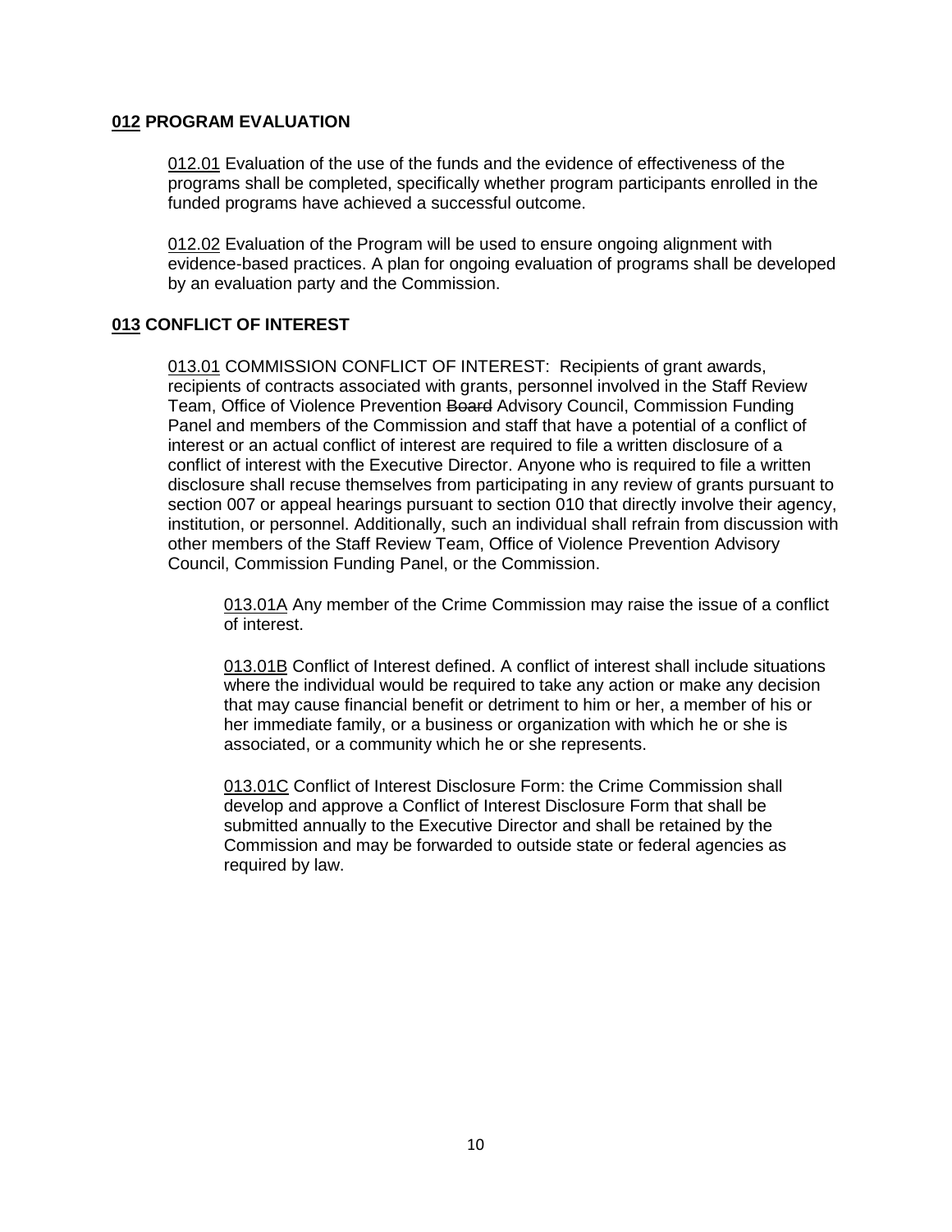## **012** PROGRAM EVALUATION

012.01 Evaluation of the use of the funds and the evidence of effectiveness of the programs shall be completed, specifically whether program participants enrolled in the funded programs have achieved a successful outcome.

012.02 Evaluation of the Program will be used to ensure ongoing alignment with evidence-based practices. A plan for ongoing evaluation of programs shall be developed by an evaluation party and the Commission.

## **013** CONFLICT OF INTEREST

013.01 COMMISSION CONFLICT OF INTEREST: Recipients of grant awards, recipients of contracts associated with grants, personnel involved in the Staff Review Team, Office of Violence Prevention ~~Board~~ Advisory Council, Commission Funding Panel and members of the Commission and staff that have a potential of a conflict of interest or an actual conflict of interest are required to file a written disclosure of a conflict of interest with the Executive Director. Anyone who is required to file a written disclosure shall recuse themselves from participating in any review of grants pursuant to section 007 or appeal hearings pursuant to section 010 that directly involve their agency, institution, or personnel. Additionally, such an individual shall refrain from discussion with other members of the Staff Review Team, Office of Violence Prevention Advisory Council, Commission Funding Panel, or the Commission.

013.01A Any member of the Crime Commission may raise the issue of a conflict of interest.

013.01B Conflict of Interest defined. A conflict of interest shall include situations where the individual would be required to take any action or make any decision that may cause financial benefit or detriment to him or her, a member of his or her immediate family, or a business or organization with which he or she is associated, or a community which he or she represents.

013.01C Conflict of Interest Disclosure Form: the Crime Commission shall develop and approve a Conflict of Interest Disclosure Form that shall be submitted annually to the Executive Director and shall be retained by the Commission and may be forwarded to outside state or federal agencies as required by law.